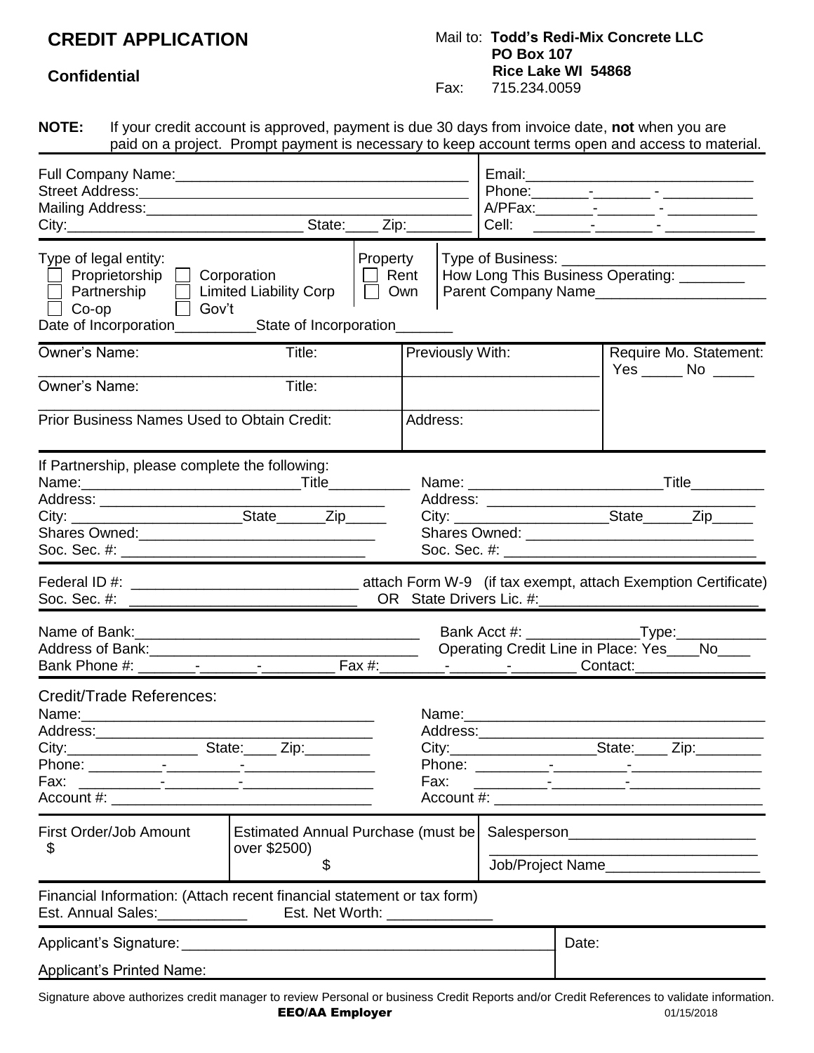# CREDIT APPLICATION

**Confidential**

Mail to: **Todd's Redi-Mix Concrete LLC**
**PO Box 107**
**Rice Lake WI 54868**
Fax: 715.234.0059

**NOTE:** If your credit account is approved, payment is due 30 days from invoice date, **not** when you are paid on a project. Prompt payment is necessary to keep account terms open and access to material.

Full Company Name:_____________________________________
Street Address:_____________________________________
Mailing Address:_____________________________________
City:____________________________ State:____ Zip:________

Email:____________________________
Phone:_______-_______ - ___________
A/PFax:_______-_______ - ___________
Cell: _______-_______ - ___________

Type of legal entity:
☐ Proprietorship ☐ Corporation
☐ Partnership ☐ Limited Liability Corp
☐ Co-op ☐ Gov't
Date of Incorporation__________State of Incorporation_______

Property
☐ Rent
☐ Own

Type of Business: ___________________________
How Long This Business Operating: ________
Parent Company Name_____________________

| Owner's Name: | Title: | Previously With: | Require Mo. Statement: Yes _____ No _____ |
|---|---|---|---|
| Owner's Name: | Title: | | |
| Prior Business Names Used to Obtain Credit: | | Address: | |

If Partnership, please complete the following:

Name:__________________________Title__________
Address: ___________________________________
City: _____________________State______Zip_____
Shares Owned:_____________________________
Soc. Sec. #: ______________________________

Name: ________________________Title_________
Address: __________________________________
City: ___________________State______Zip_____
Shares Owned: ____________________________
Soc. Sec. #: ______________________________

Federal ID #: ____________________________ attach Form W-9 (if tax exempt, attach Exemption Certificate)
Soc. Sec. #: ____________________________ OR State Drivers Lic. #:___________________________

Name of Bank:__________________________________ Bank Acct #: ______________Type:___________
Address of Bank:________________________________ Operating Credit Line in Place: Yes____No____
Bank Phone #: _______-_______-_________ Fax #:________-_______-________ Contact:________________

Credit/Trade References:

Name:____________________________________
Address:__________________________________
City:________________ State:____ Zip:________
Phone: _________-_________-________________
Fax: __________-_________-________________
Account #: ________________________________

Name:_____________________________________
Address:___________________________________
City:__________________State:____ Zip:________
Phone: _________-_________-________________
Fax: _________-_________-________________
Account #: ________________________________

| First Order/Job Amount | Estimated Annual Purchase (must be over $2500) | Salesperson_______________________ |
|---|---|---|
| $ | $ | Job/Project Name__________________ |

Financial Information: (Attach recent financial statement or tax form)
Est. Annual Sales:___________ Est. Net Worth: _____________

Applicant's Signature: _____________________________________________ Date:

Applicant's Printed Name:

Signature above authorizes credit manager to review Personal or business Credit Reports and/or Credit References to validate information.

**EEO/AA Employer** 01/15/2018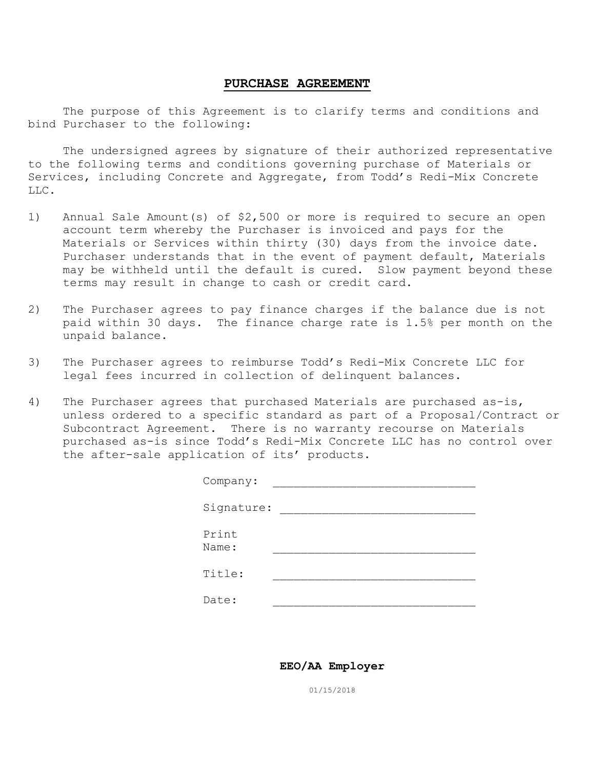# PURCHASE AGREEMENT

The purpose of this Agreement is to clarify terms and conditions and bind Purchaser to the following:

The undersigned agrees by signature of their authorized representative to the following terms and conditions governing purchase of Materials or Services, including Concrete and Aggregate, from Todd's Redi-Mix Concrete LLC.

1) Annual Sale Amount(s) of $2,500 or more is required to secure an open account term whereby the Purchaser is invoiced and pays for the Materials or Services within thirty (30) days from the invoice date. Purchaser understands that in the event of payment default, Materials may be withheld until the default is cured. Slow payment beyond these terms may result in change to cash or credit card.

2) The Purchaser agrees to pay finance charges if the balance due is not paid within 30 days. The finance charge rate is 1.5% per month on the unpaid balance.

3) The Purchaser agrees to reimburse Todd's Redi-Mix Concrete LLC for legal fees incurred in collection of delinquent balances.

4) The Purchaser agrees that purchased Materials are purchased as-is, unless ordered to a specific standard as part of a Proposal/Contract or Subcontract Agreement. There is no warranty recourse on Materials purchased as-is since Todd's Redi-Mix Concrete LLC has no control over the after-sale application of its' products.

Company: ____________________________

Signature: ____________________________

Print Name: ____________________________

Title: ____________________________

Date: ____________________________

**EEO/AA Employer**

01/15/2018